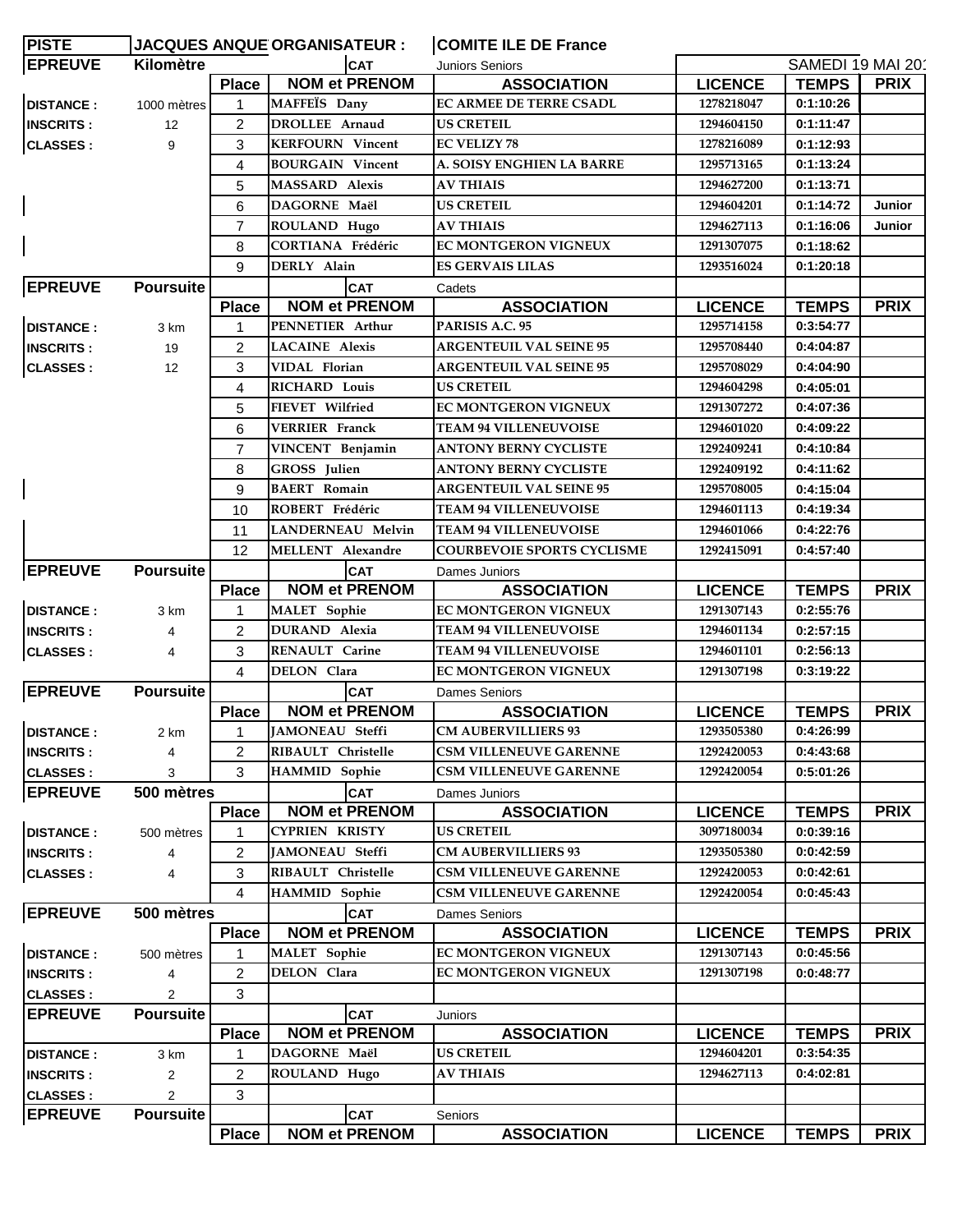| PISTE | JACQUES ANQUETIL | ORGANISATEUR : | | COMITE ILE DE France | | | |
|---|---|---|---|---|---|---|---|
| EPREUVE | Kilomètre | | CAT | Juniors Seniors | | SAMEDI 19 MAI 201 | |
| | | Place | NOM et PRENOM | ASSOCIATION | LICENCE | TEMPS | PRIX |
| DISTANCE : | 1000 mètres | 1 | MAFFEÏS Dany | EC ARMEE DE TERRE CSADL | 1278218047 | 0:1:10:26 | |
| INSCRITS : | 12 | 2 | DROLLEE Arnaud | US CRETEIL | 1294604150 | 0:1:11:47 | |
| CLASSES : | 9 | 3 | KERFOURN Vincent | EC VELIZY 78 | 1278216089 | 0:1:12:93 | |
| | | 4 | BOURGAIN Vincent | A. SOISY ENGHIEN LA BARRE | 1295713165 | 0:1:13:24 | |
| | | 5 | MASSARD Alexis | AV THIAIS | 1294627200 | 0:1:13:71 | |
| | | 6 | DAGORNE Maël | US CRETEIL | 1294604201 | 0:1:14:72 | Junior |
| | | 7 | ROULAND Hugo | AV THIAIS | 1294627113 | 0:1:16:06 | Junior |
| | | 8 | CORTIANA Frédéric | EC MONTGERON VIGNEUX | 1291307075 | 0:1:18:62 | |
| | | 9 | DERLY Alain | ES GERVAIS LILAS | 1293516024 | 0:1:20:18 | |
| EPREUVE | Poursuite | | CAT | Cadets | | | |
| | | Place | NOM et PRENOM | ASSOCIATION | LICENCE | TEMPS | PRIX |
| DISTANCE : | 3 km | 1 | PENNETIER Arthur | PARISIS A.C. 95 | 1295714158 | 0:3:54:77 | |
| INSCRITS : | 19 | 2 | LACAINE Alexis | ARGENTEUIL VAL SEINE 95 | 1295708440 | 0:4:04:87 | |
| CLASSES : | 12 | 3 | VIDAL Florian | ARGENTEUIL VAL SEINE 95 | 1295708029 | 0:4:04:90 | |
| | | 4 | RICHARD Louis | US CRETEIL | 1294604298 | 0:4:05:01 | |
| | | 5 | FIEVET Wilfried | EC MONTGERON VIGNEUX | 1291307272 | 0:4:07:36 | |
| | | 6 | VERRIER Franck | TEAM 94 VILLENEUVOISE | 1294601020 | 0:4:09:22 | |
| | | 7 | VINCENT Benjamin | ANTONY BERNY CYCLISTE | 1292409241 | 0:4:10:84 | |
| | | 8 | GROSS Julien | ANTONY BERNY CYCLISTE | 1292409192 | 0:4:11:62 | |
| | | 9 | BAERT Romain | ARGENTEUIL VAL SEINE 95 | 1295708005 | 0:4:15:04 | |
| | | 10 | ROBERT Frédéric | TEAM 94 VILLENEUVOISE | 1294601113 | 0:4:19:34 | |
| | | 11 | LANDERNEAU Melvin | TEAM 94 VILLENEUVOISE | 1294601066 | 0:4:22:76 | |
| | | 12 | MELLENT Alexandre | COURBEVOIE SPORTS CYCLISME | 1292415091 | 0:4:57:40 | |
| EPREUVE | Poursuite | | CAT | Dames Juniors | | | |
| | | Place | NOM et PRENOM | ASSOCIATION | LICENCE | TEMPS | PRIX |
| DISTANCE : | 3 km | 1 | MALET Sophie | EC MONTGERON VIGNEUX | 1291307143 | 0:2:55:76 | |
| INSCRITS : | 4 | 2 | DURAND Alexia | TEAM 94 VILLENEUVOISE | 1294601134 | 0:2:57:15 | |
| CLASSES : | 4 | 3 | RENAULT Carine | TEAM 94 VILLENEUVOISE | 1294601101 | 0:2:56:13 | |
| | | 4 | DELON Clara | EC MONTGERON VIGNEUX | 1291307198 | 0:3:19:22 | |
| EPREUVE | Poursuite | | CAT | Dames Seniors | | | |
| | | Place | NOM et PRENOM | ASSOCIATION | LICENCE | TEMPS | PRIX |
| DISTANCE : | 2 km | 1 | JAMONEAU Steffi | CM AUBERVILLIERS 93 | 1293505380 | 0:4:26:99 | |
| INSCRITS : | 4 | 2 | RIBAULT Christelle | CSM VILLENEUVE GARENNE | 1292420053 | 0:4:43:68 | |
| CLASSES : | 3 | 3 | HAMMID Sophie | CSM VILLENEUVE GARENNE | 1292420054 | 0:5:01:26 | |
| EPREUVE | 500 mètres | | CAT | Dames Juniors | | | |
| | | Place | NOM et PRENOM | ASSOCIATION | LICENCE | TEMPS | PRIX |
| DISTANCE : | 500 mètres | 1 | CYPRIEN KRISTY | US CRETEIL | 3097180034 | 0:0:39:16 | |
| INSCRITS : | 4 | 2 | JAMONEAU Steffi | CM AUBERVILLIERS 93 | 1293505380 | 0:0:42:59 | |
| CLASSES : | 4 | 3 | RIBAULT Christelle | CSM VILLENEUVE GARENNE | 1292420053 | 0:0:42:61 | |
| | | 4 | HAMMID Sophie | CSM VILLENEUVE GARENNE | 1292420054 | 0:0:45:43 | |
| EPREUVE | 500 mètres | | CAT | Dames Seniors | | | |
| | | Place | NOM et PRENOM | ASSOCIATION | LICENCE | TEMPS | PRIX |
| DISTANCE : | 500 mètres | 1 | MALET Sophie | EC MONTGERON VIGNEUX | 1291307143 | 0:0:45:56 | |
| INSCRITS : | 4 | 2 | DELON Clara | EC MONTGERON VIGNEUX | 1291307198 | 0:0:48:77 | |
| CLASSES : | 2 | 3 | | | | | |
| EPREUVE | Poursuite | | CAT | Juniors | | | |
| | | Place | NOM et PRENOM | ASSOCIATION | LICENCE | TEMPS | PRIX |
| DISTANCE : | 3 km | 1 | DAGORNE Maël | US CRETEIL | 1294604201 | 0:3:54:35 | |
| INSCRITS : | 2 | 2 | ROULAND Hugo | AV THIAIS | 1294627113 | 0:4:02:81 | |
| CLASSES : | 2 | 3 | | | | | |
| EPREUVE | Poursuite | | CAT | Seniors | | | |
| | | Place | NOM et PRENOM | ASSOCIATION | LICENCE | TEMPS | PRIX |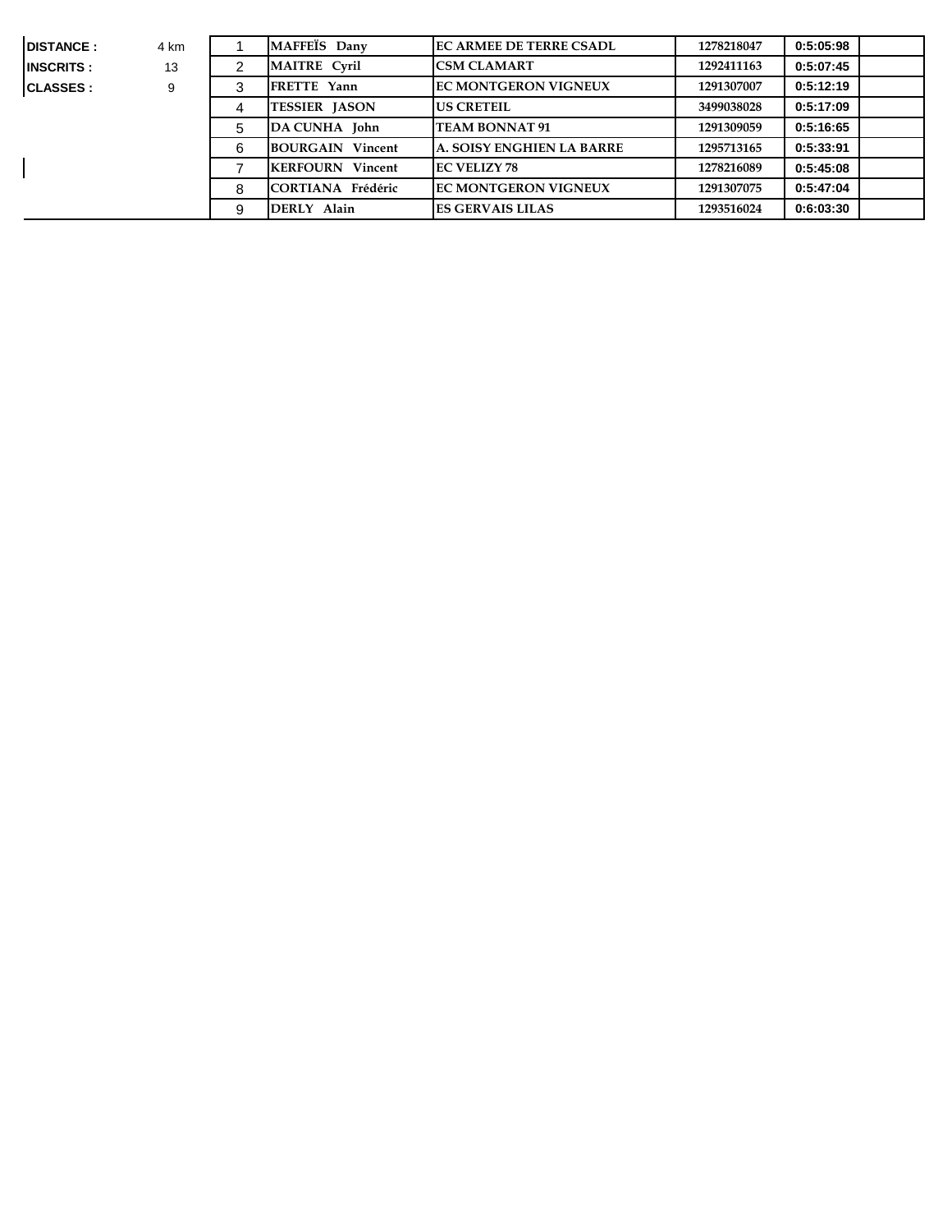| | | | | | | |
|---|---|---|---|---|---|---|
| **DISTANCE :** | 4 km | 1 | **MAFFEÏS Dany** | **EC ARMEE DE TERRE CSADL** | **1278218047** | **0:5:05:98** |
| **INSCRITS :** | 13 | 2 | **MAITRE Cyril** | **CSM CLAMART** | **1292411163** | **0:5:07:45** |
| **CLASSES :** | 9 | 3 | **FRETTE Yann** | **EC MONTGERON VIGNEUX** | **1291307007** | **0:5:12:19** |
| | | 4 | **TESSIER JASON** | **US CRETEIL** | **3499038028** | **0:5:17:09** |
| | | 5 | **DA CUNHA John** | **TEAM BONNAT 91** | **1291309059** | **0:5:16:65** |
| | | 6 | **BOURGAIN Vincent** | **A. SOISY ENGHIEN LA BARRE** | **1295713165** | **0:5:33:91** |
| | | 7 | **KERFOURN Vincent** | **EC VELIZY 78** | **1278216089** | **0:5:45:08** |
| | | 8 | **CORTIANA Frédéric** | **EC MONTGERON VIGNEUX** | **1291307075** | **0:5:47:04** |
| | | 9 | **DERLY Alain** | **ES GERVAIS LILAS** | **1293516024** | **0:6:03:30** |